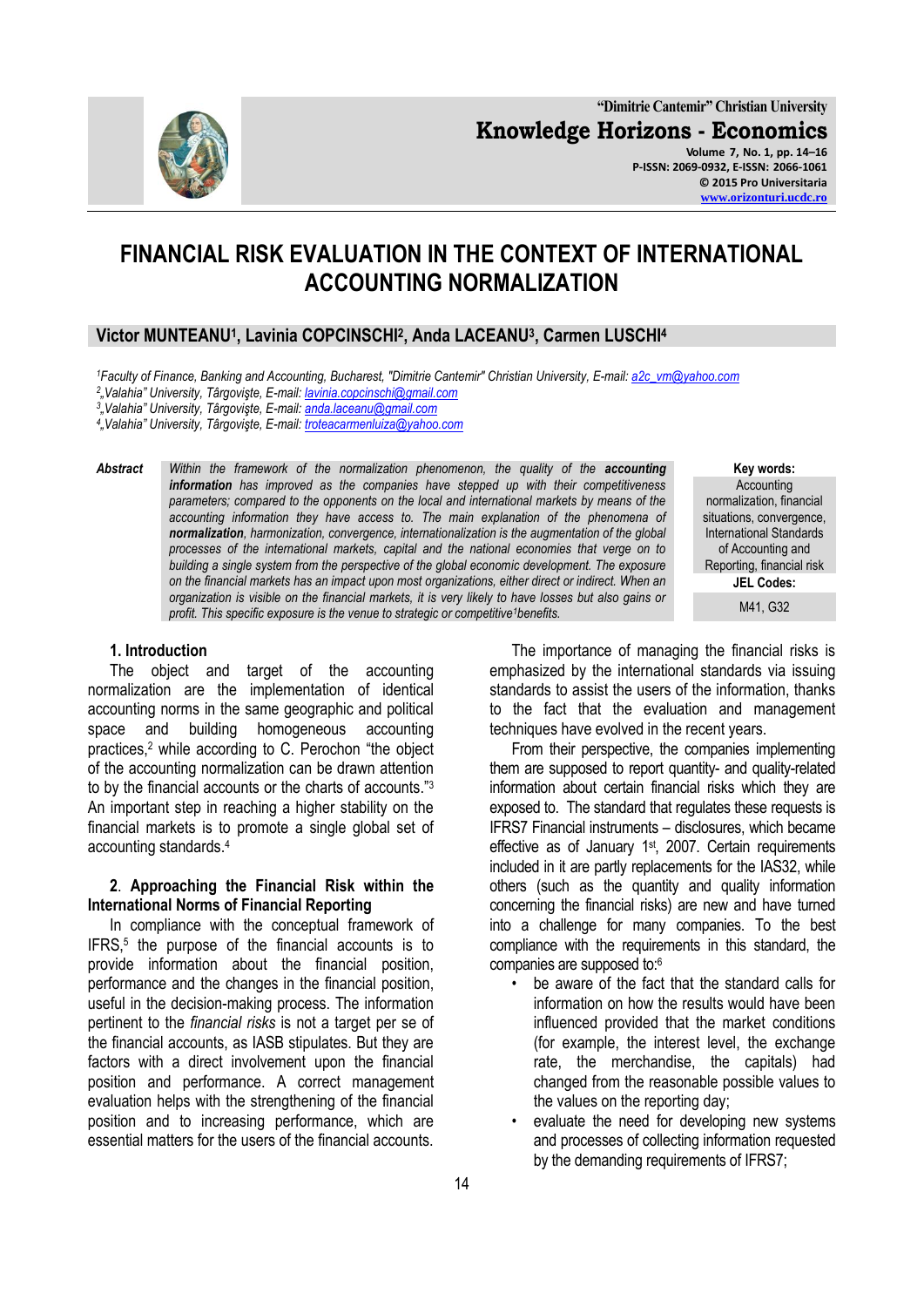# FINANCIAL RISK EVALUATION IN THE CONTEXT OF INTERNATIONAL ACCOUNTING NORMALIZATION

**Victor MUNTEANU[1], Lavinia COPCINSCHI[2], Anda LACEANU[3], Carmen LUSCHI[4]**

*[1]Faculty of Finance, Banking and Accounting, Bucharest, "Dimitrie Cantemir" Christian University, E-mail: a2c_vm@yahoo.com*
*[2]„Valahia" University, Târgovişte, E-mail: lavinia.copcinschi@gmail.com*
*[3]„Valahia" University, Târgovişte, E-mail: anda.laceanu@gmail.com*
*[4]„Valahia" University, Târgovişte, E-mail: troteacarmenluiza@yahoo.com*

**Abstract**

*Within the framework of the normalization phenomenon, the quality of the* ***accounting information*** *has improved as the companies have stepped up with their competitiveness parameters; compared to the opponents on the local and international markets by means of the accounting information they have access to. The main explanation of the phenomena of* ***normalization****, harmonization, convergence, internationalization is the augmentation of the global processes of the international markets, capital and the national economies that verge on to building a single system from the perspective of the global economic development. The exposure on the financial markets has an impact upon most organizations, either direct or indirect. When an organization is visible on the financial markets, it is very likely to have losses but also gains or profit. This specific exposure is the venue to strategic or competitive[1]benefits.*

**Key words:** Accounting normalization, financial situations, convergence, International Standards of Accounting and Reporting, financial risk

**JEL Codes:** M41, G32

## 1. Introduction

The object and target of the accounting normalization are the implementation of identical accounting norms in the same geographic and political space and building homogeneous accounting practices,[2] while according to C. Perochon "the object of the accounting normalization can be drawn attention to by the financial accounts or the charts of accounts."[3] An important step in reaching a higher stability on the financial markets is to promote a single global set of accounting standards.[4]

## 2. Approaching the Financial Risk within the International Norms of Financial Reporting

In compliance with the conceptual framework of IFRS,[5] the purpose of the financial accounts is to provide information about the financial position, performance and the changes in the financial position, useful in the decision-making process. The information pertinent to the *financial risks* is not a target per se of the financial accounts, as IASB stipulates. But they are factors with a direct involvement upon the financial position and performance. A correct management evaluation helps with the strengthening of the financial position and to increasing performance, which are essential matters for the users of the financial accounts.

The importance of managing the financial risks is emphasized by the international standards via issuing standards to assist the users of the information, thanks to the fact that the evaluation and management techniques have evolved in the recent years.

From their perspective, the companies implementing them are supposed to report quantity- and quality-related information about certain financial risks which they are exposed to. The standard that regulates these requests is IFRS7 Financial instruments – disclosures, which became effective as of January 1st, 2007. Certain requirements included in it are partly replacements for the IAS32, while others (such as the quantity and quality information concerning the financial risks) are new and have turned into a challenge for many companies. To the best compliance with the requirements in this standard, the companies are supposed to:[6]

- be aware of the fact that the standard calls for information on how the results would have been influenced provided that the market conditions (for example, the interest level, the exchange rate, the merchandise, the capitals) had changed from the reasonable possible values to the values on the reporting day;
- evaluate the need for developing new systems and processes of collecting information requested by the demanding requirements of IFRS7;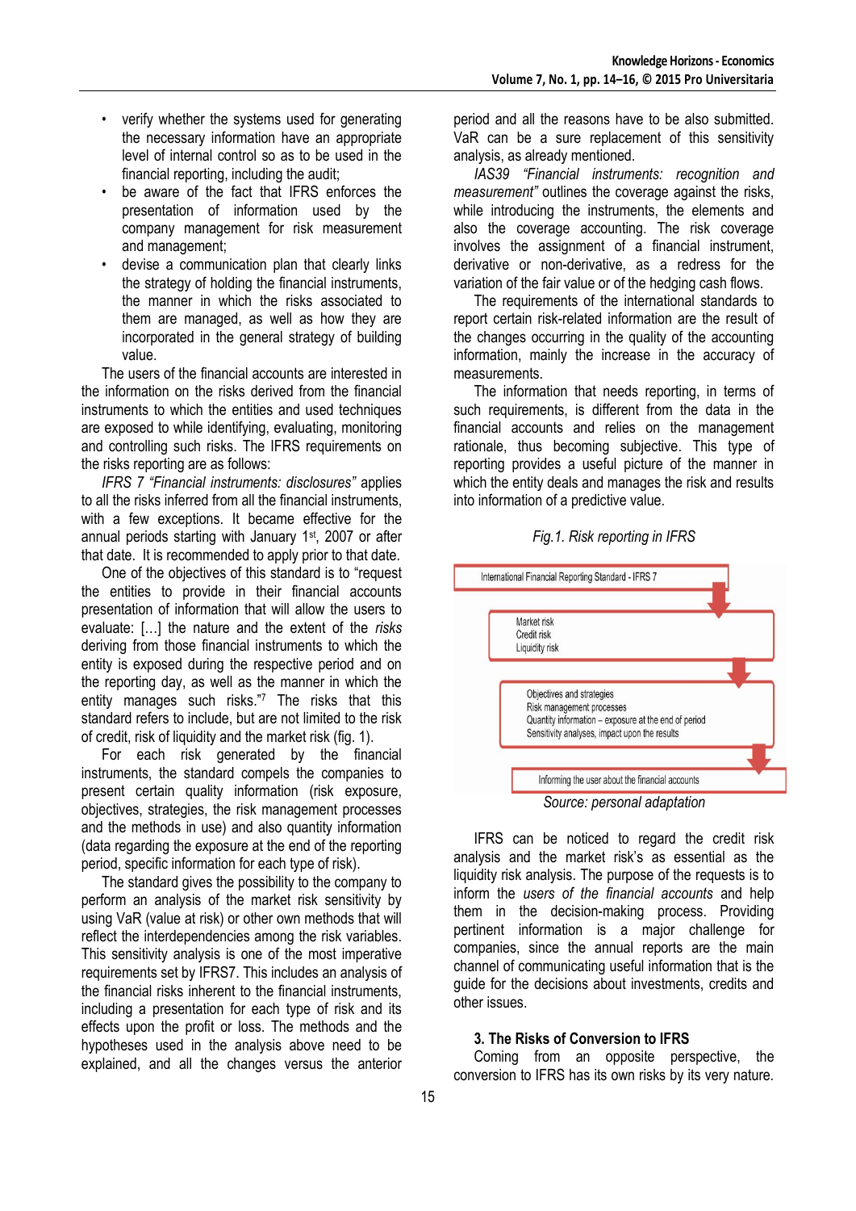- verify whether the systems used for generating the necessary information have an appropriate level of internal control so as to be used in the financial reporting, including the audit;
- be aware of the fact that IFRS enforces the presentation of information used by the company management for risk measurement and management;
- devise a communication plan that clearly links the strategy of holding the financial instruments, the manner in which the risks associated to them are managed, as well as how they are incorporated in the general strategy of building value.

The users of the financial accounts are interested in the information on the risks derived from the financial instruments to which the entities and used techniques are exposed to while identifying, evaluating, monitoring and controlling such risks. The IFRS requirements on the risks reporting are as follows:

*IFRS 7 "Financial instruments: disclosures"* applies to all the risks inferred from all the financial instruments, with a few exceptions. It became effective for the annual periods starting with January 1st, 2007 or after that date. It is recommended to apply prior to that date.

One of the objectives of this standard is to "request the entities to provide in their financial accounts presentation of information that will allow the users to evaluate: […] the nature and the extent of the *risks* deriving from those financial instruments to which the entity is exposed during the respective period and on the reporting day, as well as the manner in which the entity manages such risks."[7] The risks that this standard refers to include, but are not limited to the risk of credit, risk of liquidity and the market risk (fig. 1).

For each risk generated by the financial instruments, the standard compels the companies to present certain quality information (risk exposure, objectives, strategies, the risk management processes and the methods in use) and also quantity information (data regarding the exposure at the end of the reporting period, specific information for each type of risk).

The standard gives the possibility to the company to perform an analysis of the market risk sensitivity by using VaR (value at risk) or other own methods that will reflect the interdependencies among the risk variables. This sensitivity analysis is one of the most important requirements set by IFRS7. This includes an analysis of the financial risks inherent to the financial instruments, including a presentation for each type of risk and its effects upon the profit or loss. The methods and the hypotheses used in the analysis above need to be explained, and all the changes versus the anterior period and all the reasons have to be also submitted. VaR can be a sure replacement of this sensitivity analysis, as already mentioned.

*IAS39 "Financial instruments: recognition and measurement"* outlines the coverage against the risks, while introducing the instruments, the elements and also the coverage accounting. The risk coverage involves the assignment of a financial instrument, derivative or non-derivative, as a redress for the variation of the fair value or of the hedging cash flows.

The requirements of the international standards to report certain risk-related information are the result of the changes occurring in the quality of the accounting information, mainly the increase in the accuracy of measurements.

The information that needs reporting, in terms of such requirements, is different from the data in the financial accounts and relies on the management rationale, thus becoming subjective. This type of reporting provides a useful picture of the manner in which the entity deals and manages the risk and results into information of a predictive value.

*Fig.1. Risk reporting in IFRS*

International Financial Reporting Standard - IFRS 7

Market risk
Credit risk
Liquidity risk

Objectives and strategies
Risk management processes
Quantity information – exposure at the end of period
Sensitivity analyses, impact upon the results

Informing the user about the financial accounts

*Source: personal adaptation*

IFRS can be noticed to regard the credit risk analysis and the market risk's as essential as the liquidity risk analysis. The purpose of the requests is to inform the *users of the financial accounts* and help them in the decision-making process. Providing pertinent information is a major challenge for companies, since the annual reports are the main channel of communicating useful information that is the guide for the decisions about investments, credits and other issues.

### 3. The Risks of Conversion to IFRS

Coming from an opposite perspective, the conversion to IFRS has its own risks by its very nature.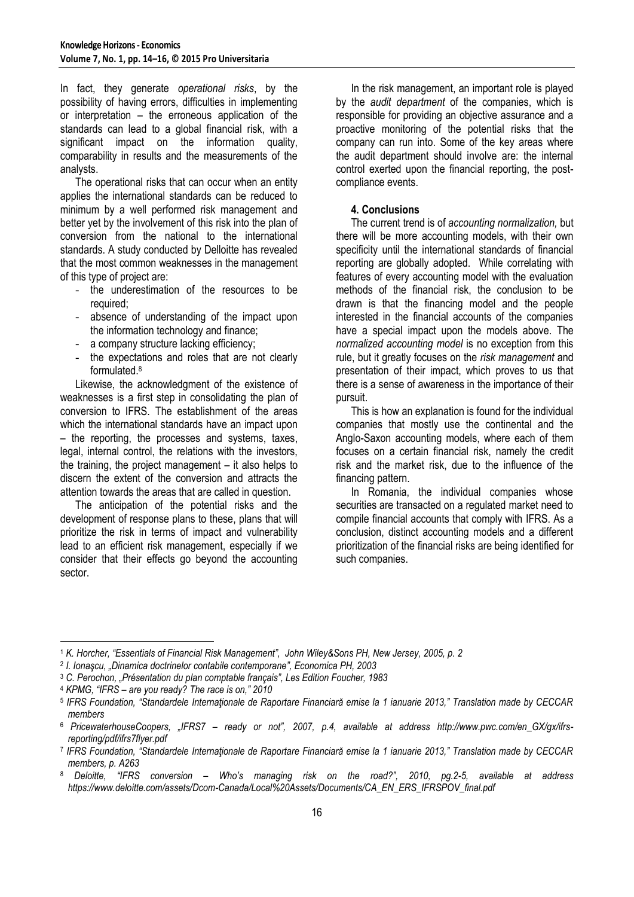In fact, they generate *operational risks*, by the possibility of having errors, difficulties in implementing or interpretation – the erroneous application of the standards can lead to a global financial risk, with a significant impact on the information quality, comparability in results and the measurements of the analysts.

The operational risks that can occur when an entity applies the international standards can be reduced to minimum by a well performed risk management and better yet by the involvement of this risk into the plan of conversion from the national to the international standards. A study conducted by Delloitte has revealed that the most common weaknesses in the management of this type of project are:

- the underestimation of the resources to be required;
- absence of understanding of the impact upon the information technology and finance;
- a company structure lacking efficiency;
- the expectations and roles that are not clearly formulated.[8]

Likewise, the acknowledgment of the existence of weaknesses is a first step in consolidating the plan of conversion to IFRS. The establishment of the areas which the international standards have an impact upon – the reporting, the processes and systems, taxes, legal, internal control, the relations with the investors, the training, the project management – it also helps to discern the extent of the conversion and attracts the attention towards the areas that are called in question.

The anticipation of the potential risks and the development of response plans to these, plans that will prioritize the risk in terms of impact and vulnerability lead to an efficient risk management, especially if we consider that their effects go beyond the accounting sector.

In the risk management, an important role is played by the *audit department* of the companies, which is responsible for providing an objective assurance and a proactive monitoring of the potential risks that the company can run into. Some of the key areas where the audit department should involve are: the internal control exerted upon the financial reporting, the post-compliance events.

## 4. Conclusions

The current trend is of *accounting normalization,* but there will be more accounting models, with their own specificity until the international standards of financial reporting are globally adopted. While correlating with features of every accounting model with the evaluation methods of the financial risk, the conclusion to be drawn is that the financing model and the people interested in the financial accounts of the companies have a special impact upon the models above. The *normalized accounting model* is no exception from this rule, but it greatly focuses on the *risk management* and presentation of their impact, which proves to us that there is a sense of awareness in the importance of their pursuit.

This is how an explanation is found for the individual companies that mostly use the continental and the Anglo-Saxon accounting models, where each of them focuses on a certain financial risk, namely the credit risk and the market risk, due to the influence of the financing pattern.

In Romania, the individual companies whose securities are transacted on a regulated market need to compile financial accounts that comply with IFRS. As a conclusion, distinct accounting models and a different prioritization of the financial risks are being identified for such companies.

---

[1] *K. Horcher, "Essentials of Financial Risk Management", John Wiley&Sons PH, New Jersey, 2005, p. 2*

[2] *I. Ionaşcu, „Dinamica doctrinelor contabile contemporane", Economica PH, 2003*

[3] *C. Perochon, „Présentation du plan comptable français", Les Edition Foucher, 1983*

[4] *KPMG, "IFRS – are you ready? The race is on," 2010*

[5] *IFRS Foundation, "Standardele Internaţionale de Raportare Financiară emise la 1 ianuarie 2013," Translation made by CECCAR members*

[6] *PricewaterhouseCoopers, „IFRS7 – ready or not", 2007, p.4, available at address http://www.pwc.com/en_GX/gx/ifrs-reporting/pdf/ifrs7flyer.pdf*

[7] *IFRS Foundation, "Standardele Internaţionale de Raportare Financiară emise la 1 ianuarie 2013," Translation made by CECCAR members, p. A263*

[8] *Deloitte, "IFRS conversion – Who's managing risk on the road?", 2010, pg.2-5, available at address https://www.deloitte.com/assets/Dcom-Canada/Local%20Assets/Documents/CA_EN_ERS_IFRSPOV_final.pdf*